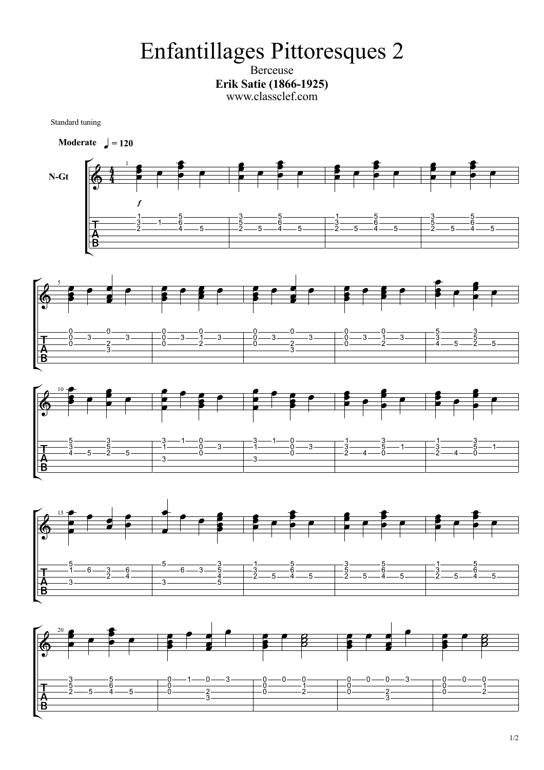# Enfantillages Pittoresques 2

Berceuse

**Erik Satie (1866-1925)**

www.classclef.com

Standard tuning

**Moderate** ♩ = 120

N-Gt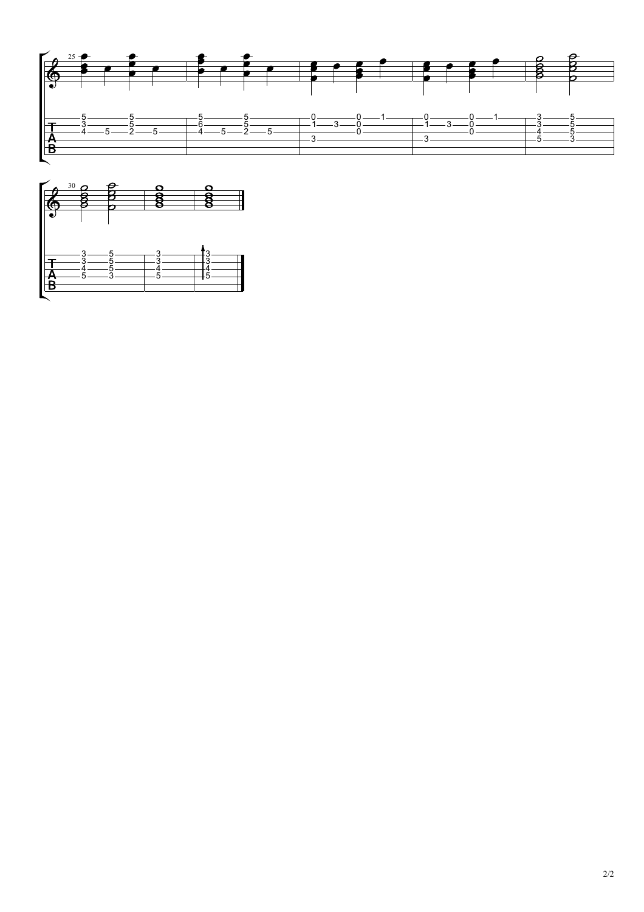25

T
A
B

30

T
A
B